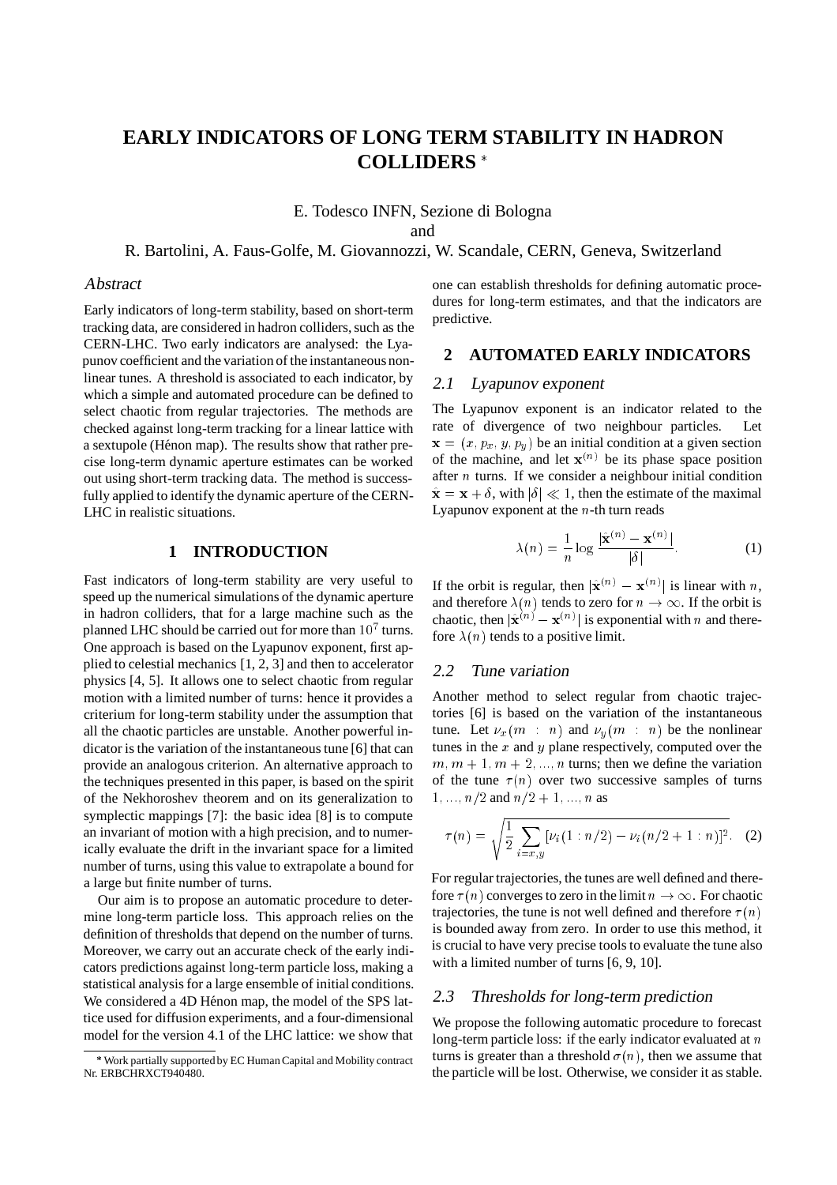# EARLY INDICATORS OF LONG TERM STABILITY IN HADRON COLLIDERS *

E. Todesco INFN, Sezione di Bologna

and

R. Bartolini, A. Faus-Golfe, M. Giovannozzi, W. Scandale, CERN, Geneva, Switzerland

## *Abstract*

Early indicators of long-term stability, based on short-term tracking data, are considered in hadron colliders, such as the CERN-LHC. Two early indicators are analysed: the Lyapunov coefficient and the variation of the instantaneous nonlinear tunes. A threshold is associated to each indicator, by which a simple and automated procedure can be defined to select chaotic from regular trajectories. The methods are checked against long-term tracking for a linear lattice with a sextupole (Hénon map). The results show that rather precise long-term dynamic aperture estimates can be worked out using short-term tracking data. The method is successfully applied to identify the dynamic aperture of the CERN-LHC in realistic situations.

## 1 INTRODUCTION

Fast indicators of long-term stability are very useful to speed up the numerical simulations of the dynamic aperture in hadron colliders, that for a large machine such as the planned LHC should be carried out for more than $10^7$ turns. One approach is based on the Lyapunov exponent, first applied to celestial mechanics [1, 2, 3] and then to accelerator physics [4, 5]. It allows one to select chaotic from regular motion with a limited number of turns: hence it provides a criterium for long-term stability under the assumption that all the chaotic particles are unstable. Another powerful indicator is the variation of the instantaneous tune [6] that can provide an analogous criterion. An alternative approach to the techniques presented in this paper, is based on the spirit of the Nekhoroshev theorem and on its generalization to symplectic mappings [7]: the basic idea [8] is to compute an invariant of motion with a high precision, and to numerically evaluate the drift in the invariant space for a limited number of turns, using this value to extrapolate a bound for a large but finite number of turns.

Our aim is to propose an automatic procedure to determine long-term particle loss. This approach relies on the definition of thresholds that depend on the number of turns. Moreover, we carry out an accurate check of the early indicators predictions against long-term particle loss, making a statistical analysis for a large ensemble of initial conditions. We considered a 4D Hénon map, the model of the SPS lattice used for diffusion experiments, and a four-dimensional model for the version 4.1 of the LHC lattice: we show that one can establish thresholds for defining automatic procedures for long-term estimates, and that the indicators are predictive.

* Work partially supported by EC Human Capital and Mobility contract Nr. ERBCHRXCT940480.

## 2 AUTOMATED EARLY INDICATORS

### *2.1 Lyapunov exponent*

The Lyapunov exponent is an indicator related to the rate of divergence of two neighbour particles. Let $\mathbf{x} = (x, p_x, y, p_y)$ be an initial condition at a given section of the machine, and let $\mathbf{x}^{(n)}$ be its phase space position after $n$ turns. If we consider a neighbour initial condition $\hat{\mathbf{x}} = \mathbf{x} + \delta$, with $|\delta| \ll 1$, then the estimate of the maximal Lyapunov exponent at the $n$-th turn reads

$$\lambda(n) = \frac{1}{n} \log \frac{|\hat{\mathbf{x}}^{(n)} - \mathbf{x}^{(n)}|}{|\delta|}. \tag{1}$$

If the orbit is regular, then $|\hat{\mathbf{x}}^{(n)} - \mathbf{x}^{(n)}|$ is linear with $n$, and therefore $\lambda(n)$ tends to zero for $n \to \infty$. If the orbit is chaotic, then $|\hat{\mathbf{x}}^{(n)} - \mathbf{x}^{(n)}|$ is exponential with $n$ and therefore $\lambda(n)$ tends to a positive limit.

### *2.2 Tune variation*

Another method to select regular from chaotic trajectories [6] is based on the variation of the instantaneous tune. Let $\nu_x(m : n)$ and $\nu_y(m : n)$ be the nonlinear tunes in the $x$ and $y$ plane respectively, computed over the $m, m+1, m+2, ..., n$ turns; then we define the variation of the tune $\tau(n)$ over two successive samples of turns $1, ..., n/2$ and $n/2+1, ..., n$ as

$$\tau(n) = \sqrt{\frac{1}{2} \sum_{i=x,y} [\nu_i(1 : n/2) - \nu_i(n/2+1 : n)]^2}. \tag{2}$$

For regular trajectories, the tunes are well defined and therefore $\tau(n)$ converges to zero in the limit $n \to \infty$. For chaotic trajectories, the tune is not well defined and therefore $\tau(n)$ is bounded away from zero. In order to use this method, it is crucial to have very precise tools to evaluate the tune also with a limited number of turns [6, 9, 10].

### *2.3 Thresholds for long-term prediction*

We propose the following automatic procedure to forecast long-term particle loss: if the early indicator evaluated at $n$ turns is greater than a threshold $\sigma(n)$, then we assume that the particle will be lost. Otherwise, we consider it as stable.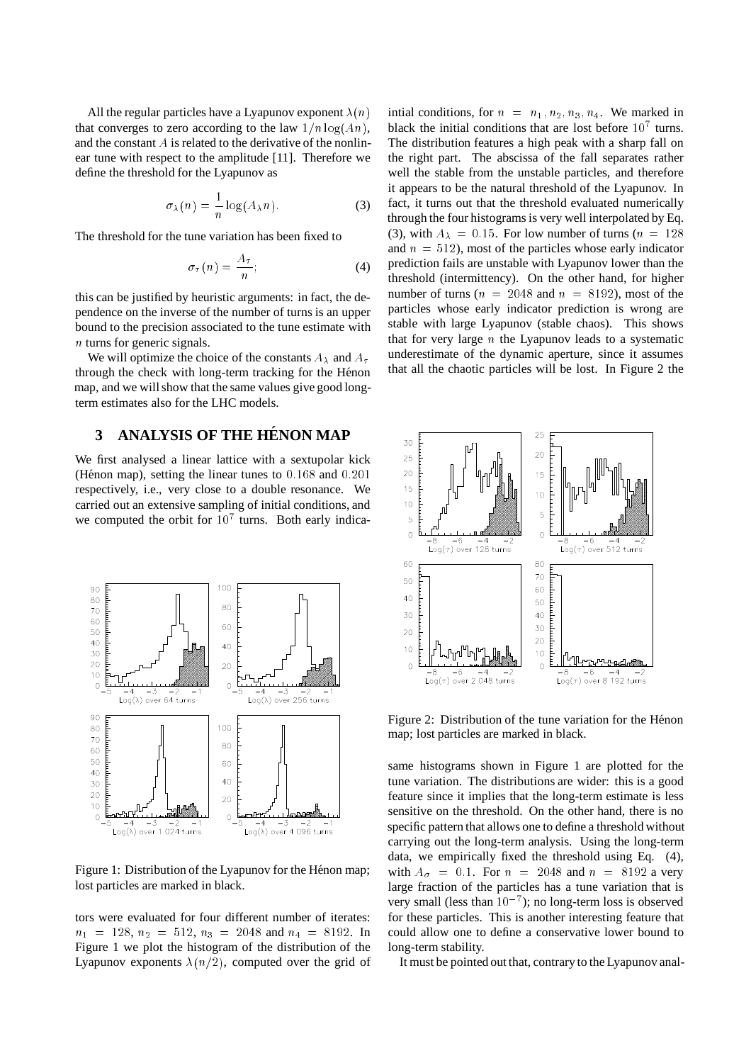All the regular particles have a Lyapunov exponent $\lambda(n)$ that converges to zero according to the law $1/n \log(An)$, and the constant $A$ is related to the derivative of the nonlinear tune with respect to the amplitude [11]. Therefore we define the threshold for the Lyapunov as

$$\sigma_\lambda(n) = \frac{1}{n}\log(A_\lambda n). \tag{3}$$

The threshold for the tune variation has been fixed to

$$\sigma_\tau(n) = \frac{A_\tau}{n}; \tag{4}$$

this can be justified by heuristic arguments: in fact, the dependence on the inverse of the number of turns is an upper bound to the precision associated to the tune estimate with $n$ turns for generic signals.

We will optimize the choice of the constants $A_\lambda$ and $A_\tau$ through the check with long-term tracking for the Hénon map, and we will show that the same values give good long-term estimates also for the LHC models.

## 3 ANALYSIS OF THE HÉNON MAP

We first analysed a linear lattice with a sextupolar kick (Hénon map), setting the linear tunes to $0.168$ and $0.201$ respectively, i.e., very close to a double resonance. We carried out an extensive sampling of initial conditions, and we computed the orbit for $10^7$ turns. Both early indicators were evaluated for four different number of iterates: $n_1 = 128$, $n_2 = 512$, $n_3 = 2048$ and $n_4 = 8192$. In Figure 1 we plot the histogram of the distribution of the Lyapunov exponents $\lambda(n/2)$, computed over the grid of intial conditions, for $n = n_1, n_2, n_3, n_4$. We marked in black the initial conditions that are lost before $10^7$ turns. The distribution features a high peak with a sharp fall on the right part. The abscissa of the fall separates rather well the stable from the unstable particles, and therefore it appears to be the natural threshold of the Lyapunov. In fact, it turns out that the threshold evaluated numerically through the four histograms is very well interpolated by Eq. (3), with $A_\lambda = 0.15$. For low number of turns ($n = 128$ and $n = 512$), most of the particles whose early indicator prediction fails are unstable with Lyapunov lower than the threshold (intermittency). On the other hand, for higher number of turns ($n = 2048$ and $n = 8192$), most of the particles whose early indicator prediction is wrong are stable with large Lyapunov (stable chaos). This shows that for very large $n$ the Lyapunov leads to a systematic underestimate of the dynamic aperture, since it assumes that all the chaotic particles will be lost. In Figure 2 the same histograms shown in Figure 1 are plotted for the tune variation. The distributions are wider: this is a good feature since it implies that the long-term estimate is less sensitive on the threshold. On the other hand, there is no specific pattern that allows one to define a threshold without carrying out the long-term analysis. Using the long-term data, we empirically fixed the threshold using Eq. (4), with $A_\sigma = 0.1$. For $n = 2048$ and $n = 8192$ a very large fraction of the particles has a tune variation that is very small (less than $10^{-7}$); no long-term loss is observed for these particles. This is another interesting feature that could allow one to define a conservative lower bound to long-term stability.

Figure 1: Distribution of the Lyapunov for the Hénon map; lost particles are marked in black.

Figure 2: Distribution of the tune variation for the Hénon map; lost particles are marked in black.

It must be pointed out that, contrary to the Lyapunov anal-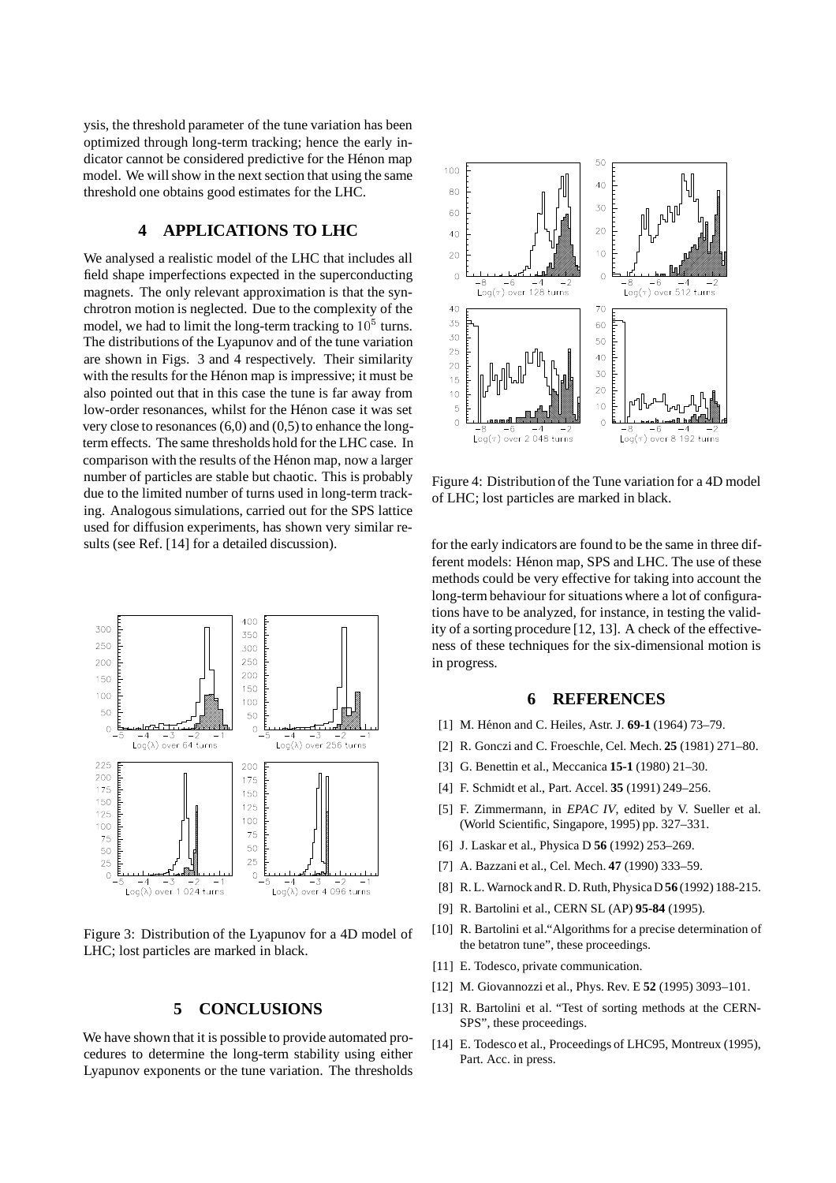ysis, the threshold parameter of the tune variation has been optimized through long-term tracking; hence the early indicator cannot be considered predictive for the Hénon map model. We will show in the next section that using the same threshold one obtains good estimates for the LHC.

## 4 APPLICATIONS TO LHC

We analysed a realistic model of the LHC that includes all field shape imperfections expected in the superconducting magnets. The only relevant approximation is that the synchrotron motion is neglected. Due to the complexity of the model, we had to limit the long-term tracking to $10^5$ turns. The distributions of the Lyapunov and of the tune variation are shown in Figs. 3 and 4 respectively. Their similarity with the results for the Hénon map is impressive; it must be also pointed out that in this case the tune is far away from low-order resonances, whilst for the Hénon case it was set very close to resonances (6,0) and (0,5) to enhance the long-term effects. The same thresholds hold for the LHC case. In comparison with the results of the Hénon map, now a larger number of particles are stable but chaotic. This is probably due to the limited number of turns used in long-term tracking. Analogous simulations, carried out for the SPS lattice used for diffusion experiments, has shown very similar results (see Ref. [14] for a detailed discussion).

Log(λ) over 64 turns

Log(λ) over 256 turns

Log(λ) over 1 024 turns

Log(λ) over 4 096 turns

Figure 3: Distribution of the Lyapunov for a 4D model of LHC; lost particles are marked in black.

Log(τ) over 128 turns

Log(τ) over 512 turns

Log(τ) over 2 048 turns

Log(τ) over 8 192 turns

Figure 4: Distribution of the Tune variation for a 4D model of LHC; lost particles are marked in black.

## 5 CONCLUSIONS

We have shown that it is possible to provide automated procedures to determine the long-term stability using either Lyapunov exponents or the tune variation. The thresholds for the early indicators are found to be the same in three different models: Hénon map, SPS and LHC. The use of these methods could be very effective for taking into account the long-term behaviour for situations where a lot of configurations have to be analyzed, for instance, in testing the validity of a sorting procedure [12, 13]. A check of the effectiveness of these techniques for the six-dimensional motion is in progress.

## 6 REFERENCES

[1] M. Hénon and C. Heiles, Astr. J. **69-1** (1964) 73–79.

[2] R. Gonczi and C. Froeschle, Cel. Mech. **25** (1981) 271–80.

[3] G. Benettin et al., Meccanica **15-1** (1980) 21–30.

[4] F. Schmidt et al., Part. Accel. **35** (1991) 249–256.

[5] F. Zimmermann, in *EPAC IV*, edited by V. Sueller et al. (World Scientific, Singapore, 1995) pp. 327–331.

[6] J. Laskar et al., Physica D **56** (1992) 253–269.

[7] A. Bazzani et al., Cel. Mech. **47** (1990) 333–59.

[8] R. L. Warnock and R. D. Ruth, Physica D **56** (1992) 188-215.

[9] R. Bartolini et al., CERN SL (AP) **95-84** (1995).

[10] R. Bartolini et al."Algorithms for a precise determination of the betatron tune", these proceedings.

[11] E. Todesco, private communication.

[12] M. Giovannozzi et al., Phys. Rev. E **52** (1995) 3093–101.

[13] R. Bartolini et al. "Test of sorting methods at the CERN-SPS", these proceedings.

[14] E. Todesco et al., Proceedings of LHC95, Montreux (1995), Part. Acc. in press.